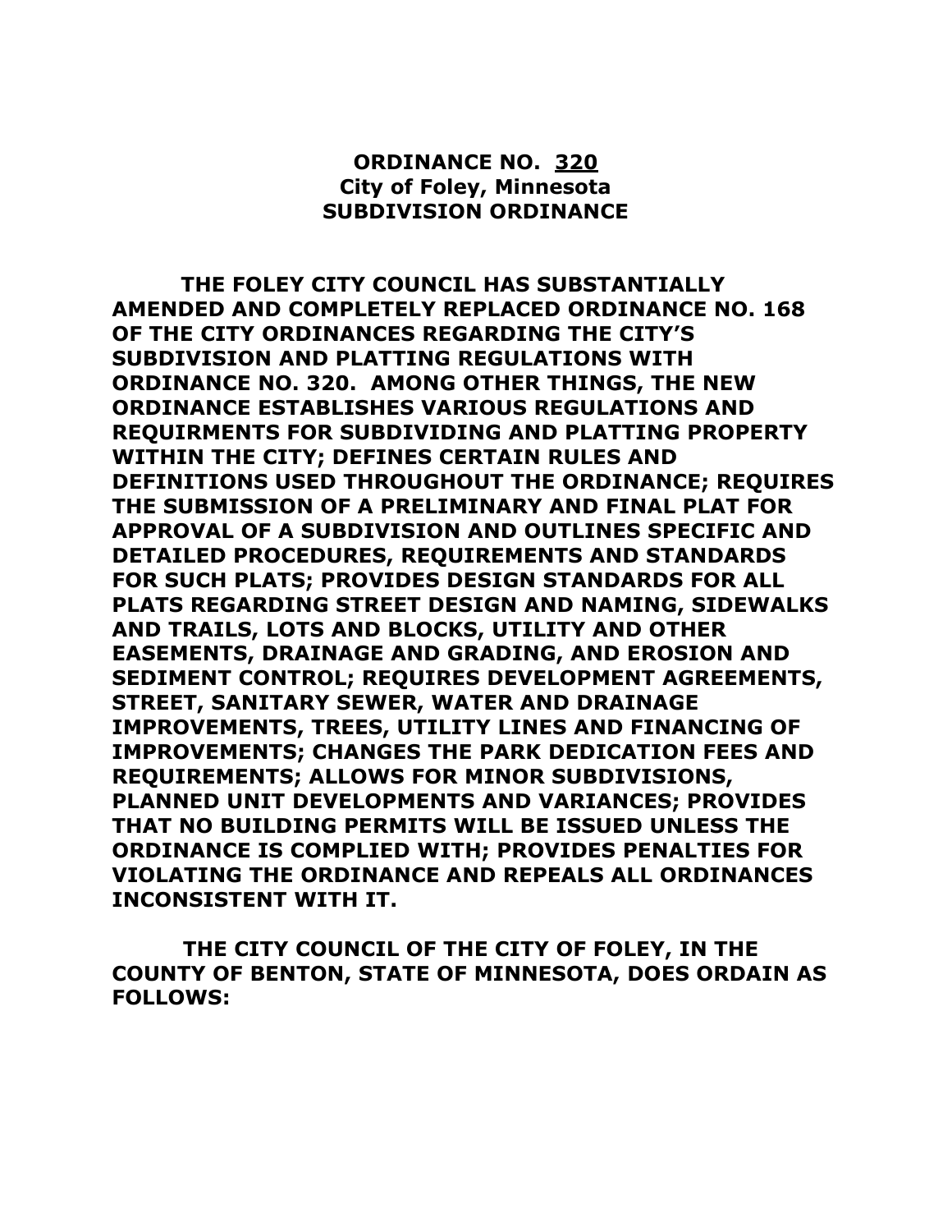# ORDINANCE NO. 320
## City of Foley, Minnesota
## SUBDIVISION ORDINANCE

**THE FOLEY CITY COUNCIL HAS SUBSTANTIALLY AMENDED AND COMPLETELY REPLACED ORDINANCE NO. 168 OF THE CITY ORDINANCES REGARDING THE CITY'S SUBDIVISION AND PLATTING REGULATIONS WITH ORDINANCE NO. 320. AMONG OTHER THINGS, THE NEW ORDINANCE ESTABLISHES VARIOUS REGULATIONS AND REQUIRMENTS FOR SUBDIVIDING AND PLATTING PROPERTY WITHIN THE CITY; DEFINES CERTAIN RULES AND DEFINITIONS USED THROUGHOUT THE ORDINANCE; REQUIRES THE SUBMISSION OF A PRELIMINARY AND FINAL PLAT FOR APPROVAL OF A SUBDIVISION AND OUTLINES SPECIFIC AND DETAILED PROCEDURES, REQUIREMENTS AND STANDARDS FOR SUCH PLATS; PROVIDES DESIGN STANDARDS FOR ALL PLATS REGARDING STREET DESIGN AND NAMING, SIDEWALKS AND TRAILS, LOTS AND BLOCKS, UTILITY AND OTHER EASEMENTS, DRAINAGE AND GRADING, AND EROSION AND SEDIMENT CONTROL; REQUIRES DEVELOPMENT AGREEMENTS, STREET, SANITARY SEWER, WATER AND DRAINAGE IMPROVEMENTS, TREES, UTILITY LINES AND FINANCING OF IMPROVEMENTS; CHANGES THE PARK DEDICATION FEES AND REQUIREMENTS; ALLOWS FOR MINOR SUBDIVISIONS, PLANNED UNIT DEVELOPMENTS AND VARIANCES; PROVIDES THAT NO BUILDING PERMITS WILL BE ISSUED UNLESS THE ORDINANCE IS COMPLIED WITH; PROVIDES PENALTIES FOR VIOLATING THE ORDINANCE AND REPEALS ALL ORDINANCES INCONSISTENT WITH IT.**

**THE CITY COUNCIL OF THE CITY OF FOLEY, IN THE COUNTY OF BENTON, STATE OF MINNESOTA, DOES ORDAIN AS FOLLOWS:**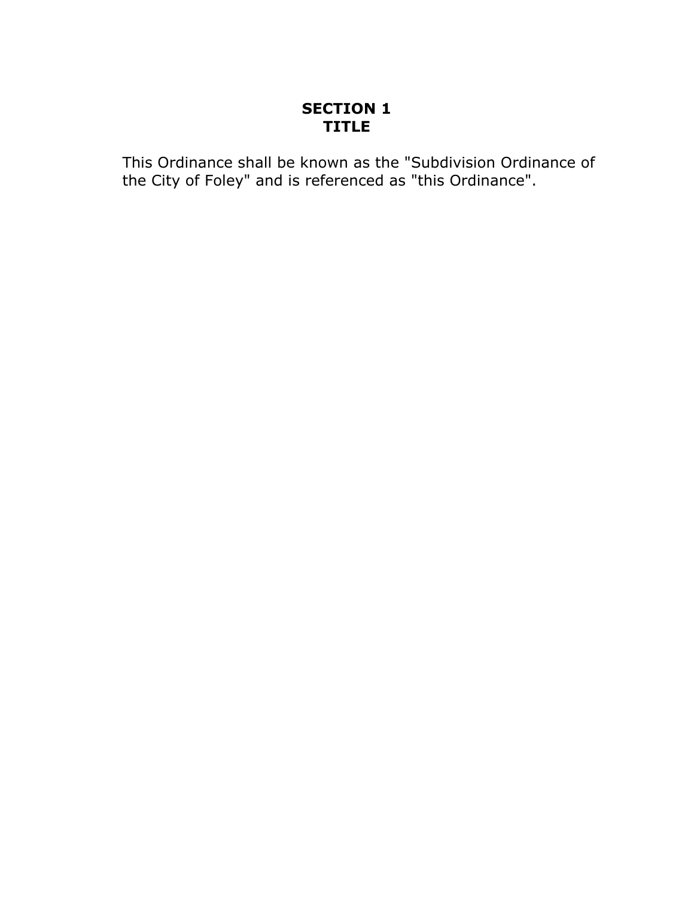# SECTION 1
# TITLE

This Ordinance shall be known as the "Subdivision Ordinance of the City of Foley" and is referenced as "this Ordinance".